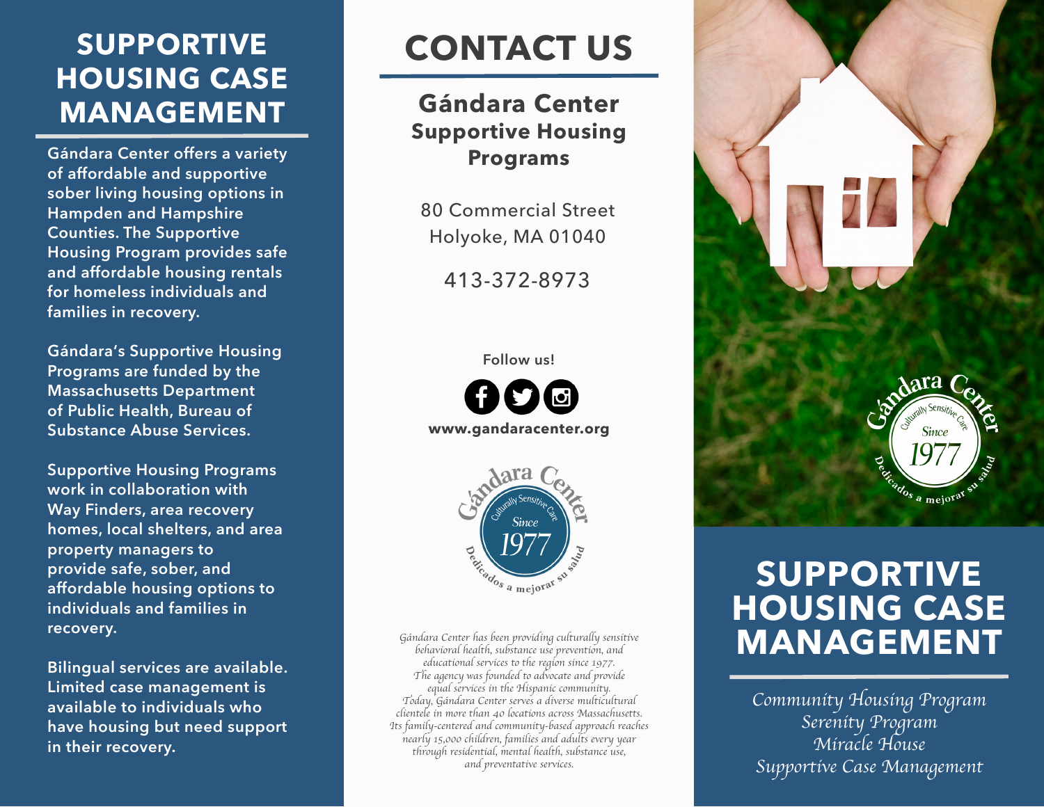# SUPPORTIVE HOUSING CASE MANAGEMENT

Gándara Center offers a variety of affordable and supportive sober living housing options in Hampden and Hampshire Counties. The Supportive Housing Program provides safe and affordable housing rentals for homeless individuals and families in recovery.

Gándara's Supportive Housing Programs are funded by the Massachusetts Department of Public Health, Bureau of Substance Abuse Services.

Supportive Housing Programs work in collaboration with Way Finders, area recovery homes, local shelters, and area property managers to provide safe, sober, and affordable housing options to individuals and families in recovery.

Bilingual services are available. Limited case management is available to individuals who have housing but need support in their recovery.

# CONTACT US

## Gándara Center
### Supportive Housing Programs

80 Commercial Street
Holyoke, MA 01040

413-372-8973

Follow us!

**www.gandaracenter.org**

Gándara Center — Culturally Sensitive Care — Since 1977 — Dedicados a mejorar su salud

*Gándara Center has been providing culturally sensitive behavioral health, substance use prevention, and educational services to the region since 1977. The agency was founded to advocate and provide equal services in the Hispanic community. Today, Gándara Center serves a diverse multicultural clientele in more than 40 locations across Massachusetts. Its family-centered and community-based approach reaches nearly 15,000 children, families and adults every year through residential, mental health, substance use, and preventative services.*

Gándara Center — Culturally Sensitive Care — Since 1977 — Dedicados a mejorar su salud

# SUPPORTIVE HOUSING CASE MANAGEMENT

*Community Housing Program*
*Serenity Program*
*Miracle House*
*Supportive Case Management*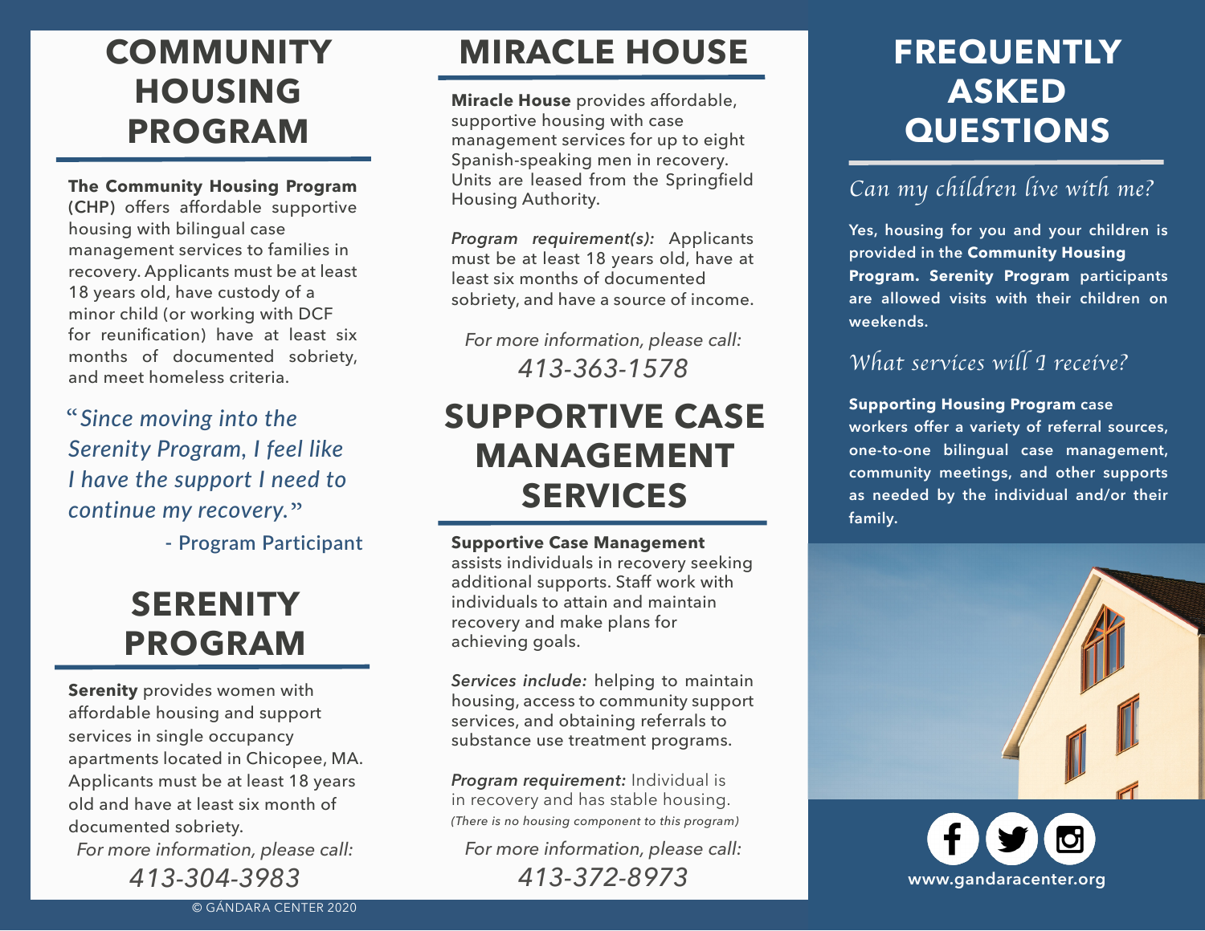# COMMUNITY HOUSING PROGRAM

**The Community Housing Program (CHP)** offers affordable supportive housing with bilingual case management services to families in recovery. Applicants must be at least 18 years old, have custody of a minor child (or working with DCF for reunification) have at least six months of documented sobriety, and meet homeless criteria.

> "*Since moving into the Serenity Program, I feel like I have the support I need to continue my recovery.*"
>
> \- Program Participant

# SERENITY PROGRAM

**Serenity** provides women with affordable housing and support services in single occupancy apartments located in Chicopee, MA. Applicants must be at least 18 years old and have at least six month of documented sobriety.

*For more information, please call:*

*413-304-3983*

© GÁNDARA CENTER 2020

# MIRACLE HOUSE

**Miracle House** provides affordable, supportive housing with case management services for up to eight Spanish-speaking men in recovery. Units are leased from the Springfield Housing Authority.

***Program requirement(s):*** Applicants must be at least 18 years old, have at least six months of documented sobriety, and have a source of income.

*For more information, please call:*

*413-363-1578*

# SUPPORTIVE CASE MANAGEMENT SERVICES

**Supportive Case Management** assists individuals in recovery seeking additional supports. Staff work with individuals to attain and maintain recovery and make plans for achieving goals.

***Services include:*** helping to maintain housing, access to community support services, and obtaining referrals to substance use treatment programs.

***Program requirement:*** Individual is in recovery and has stable housing.
*(There is no housing component to this program)*

*For more information, please call:*

*413-372-8973*

# FREQUENTLY ASKED QUESTIONS

## *Can my children live with me?*

Yes, housing for you and your children is provided in the **Community Housing Program. Serenity Program** participants are allowed visits with their children on weekends.

## *What services will I receive?*

**Supporting Housing Program** case workers offer a variety of referral sources, one-to-one bilingual case management, community meetings, and other supports as needed by the individual and/or their family.

www.gandaracenter.org